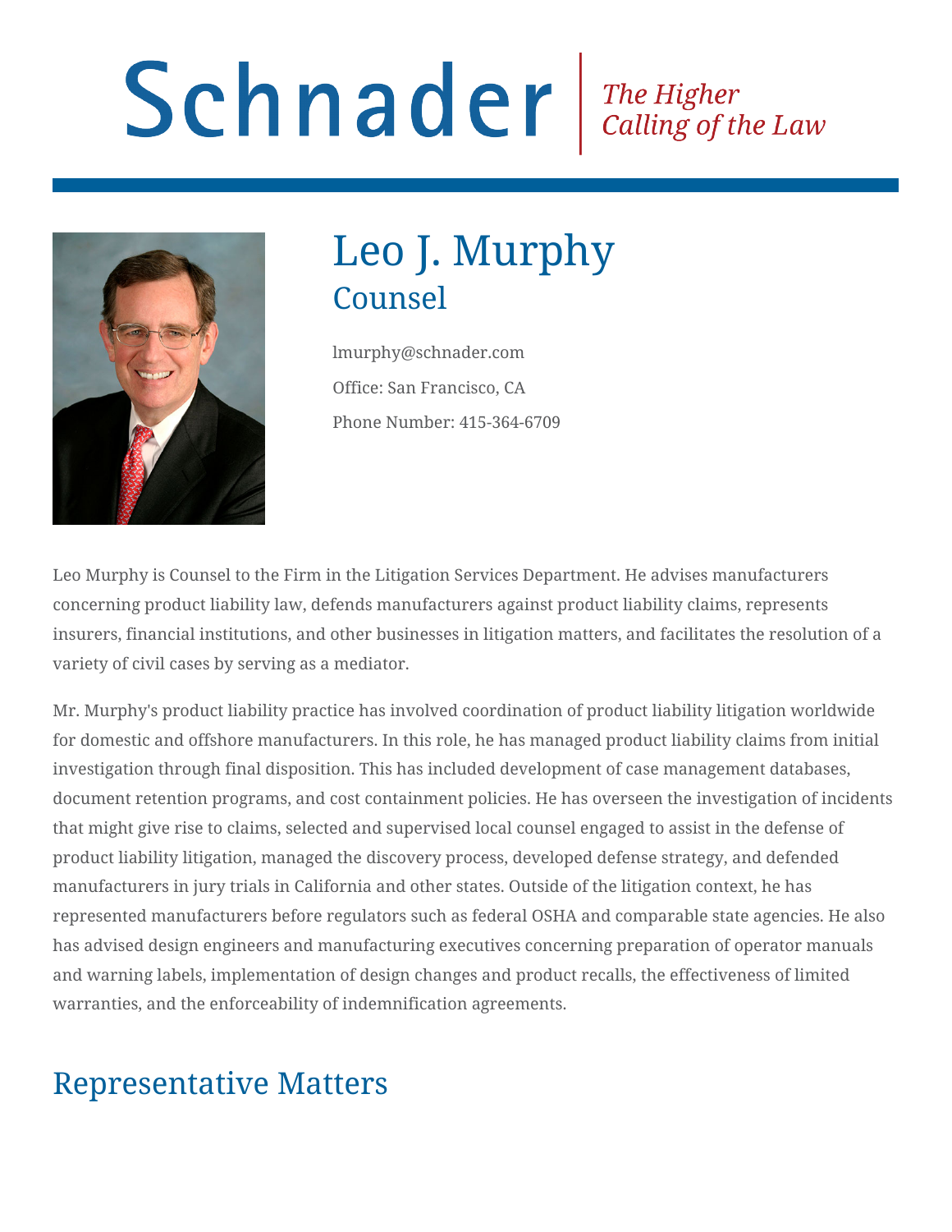# Leo J. Murphy

## Counsel

lmurphy@schnader.com

Office: San Francisco, CA

Phone Number: 415-364-6709

Leo Murphy is Counsel to the Firm in the Litigation Services Department. He advises manufacturers concerning product liability law, defends manufacturers against product liability claims, represents insurers, financial institutions, and other businesses in litigation matters, and facilitates the resolution of a variety of civil cases by serving as a mediator.

Mr. Murphy's product liability practice has involved coordination of product liability litigation worldwide for domestic and offshore manufacturers. In this role, he has managed product liability claims from initial investigation through final disposition. This has included development of case management databases, document retention programs, and cost containment policies. He has overseen the investigation of incidents that might give rise to claims, selected and supervised local counsel engaged to assist in the defense of product liability litigation, managed the discovery process, developed defense strategy, and defended manufacturers in jury trials in California and other states. Outside of the litigation context, he has represented manufacturers before regulators such as federal OSHA and comparable state agencies. He also has advised design engineers and manufacturing executives concerning preparation of operator manuals and warning labels, implementation of design changes and product recalls, the effectiveness of limited warranties, and the enforceability of indemnification agreements.

## Representative Matters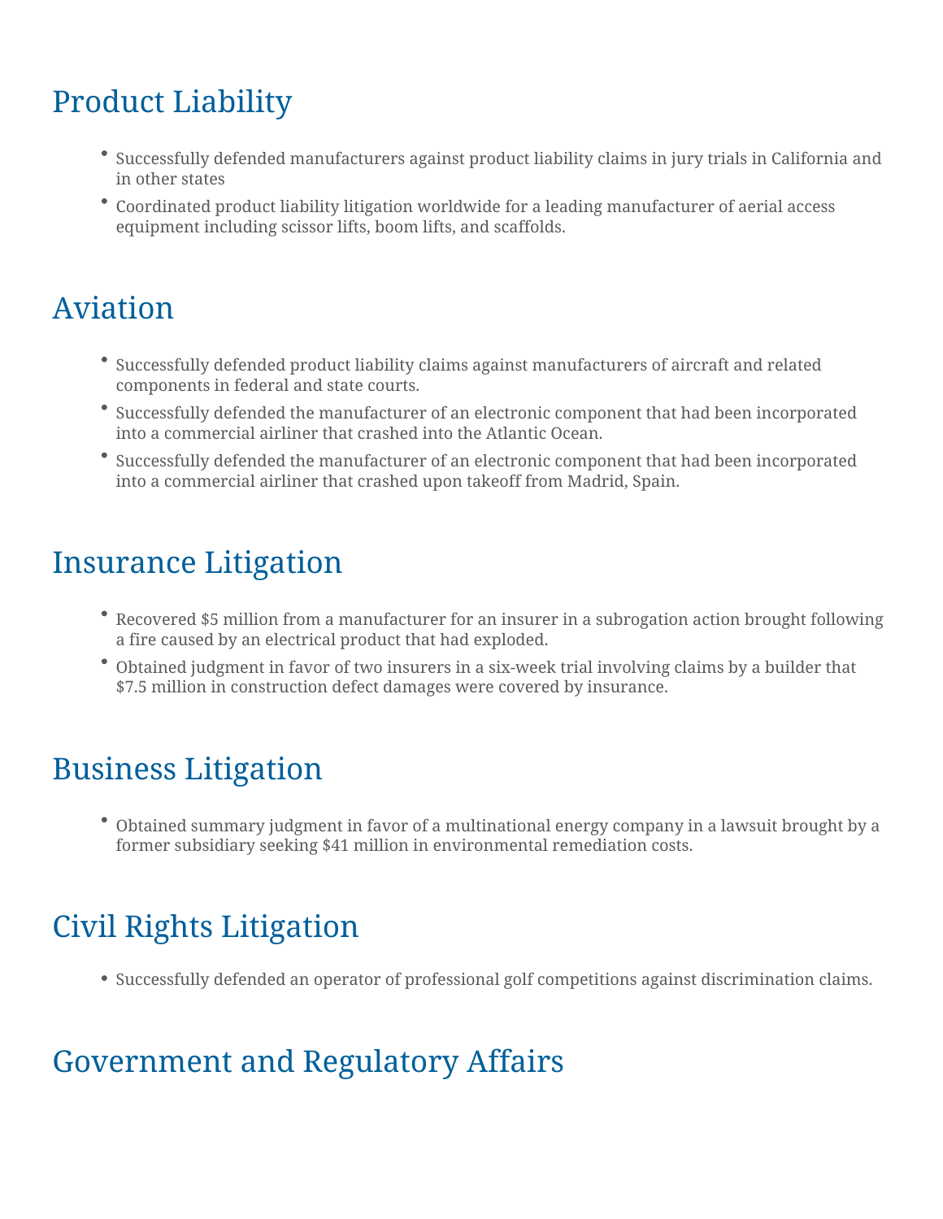## Product Liability

- Successfully defended manufacturers against product liability claims in jury trials in California and in other states
- Coordinated product liability litigation worldwide for a leading manufacturer of aerial access equipment including scissor lifts, boom lifts, and scaffolds.

## Aviation

- Successfully defended product liability claims against manufacturers of aircraft and related components in federal and state courts.
- Successfully defended the manufacturer of an electronic component that had been incorporated into a commercial airliner that crashed into the Atlantic Ocean.
- Successfully defended the manufacturer of an electronic component that had been incorporated into a commercial airliner that crashed upon takeoff from Madrid, Spain.

## Insurance Litigation

- Recovered $5 million from a manufacturer for an insurer in a subrogation action brought following a fire caused by an electrical product that had exploded.
- Obtained judgment in favor of two insurers in a six-week trial involving claims by a builder that $7.5 million in construction defect damages were covered by insurance.

## Business Litigation

- Obtained summary judgment in favor of a multinational energy company in a lawsuit brought by a former subsidiary seeking $41 million in environmental remediation costs.

## Civil Rights Litigation

- Successfully defended an operator of professional golf competitions against discrimination claims.

## Government and Regulatory Affairs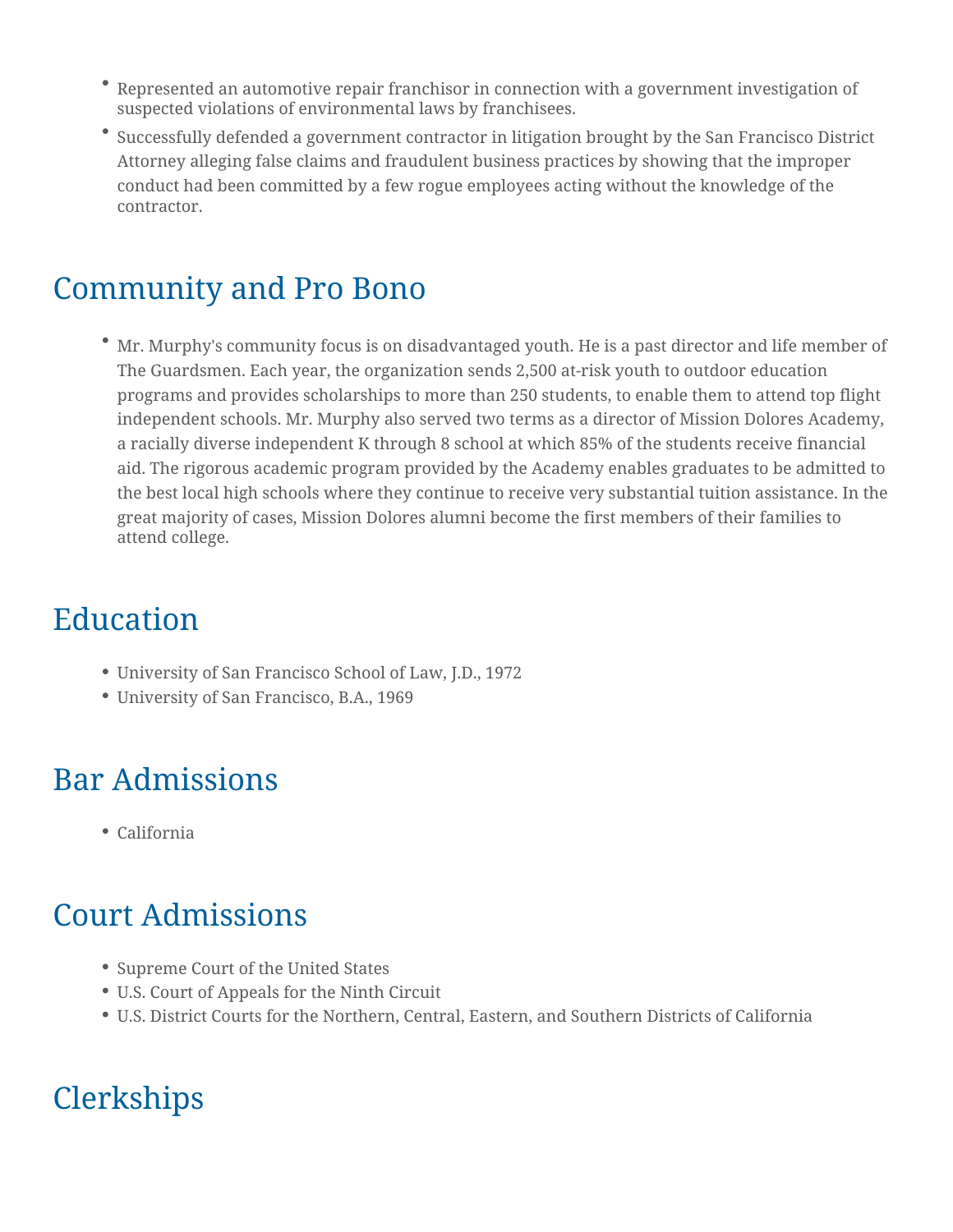- Represented an automotive repair franchisor in connection with a government investigation of suspected violations of environmental laws by franchisees.
- Successfully defended a government contractor in litigation brought by the San Francisco District Attorney alleging false claims and fraudulent business practices by showing that the improper conduct had been committed by a few rogue employees acting without the knowledge of the contractor.

## Community and Pro Bono

- Mr. Murphy's community focus is on disadvantaged youth. He is a past director and life member of The Guardsmen. Each year, the organization sends 2,500 at-risk youth to outdoor education programs and provides scholarships to more than 250 students, to enable them to attend top flight independent schools. Mr. Murphy also served two terms as a director of Mission Dolores Academy, a racially diverse independent K through 8 school at which 85% of the students receive financial aid. The rigorous academic program provided by the Academy enables graduates to be admitted to the best local high schools where they continue to receive very substantial tuition assistance. In the great majority of cases, Mission Dolores alumni become the first members of their families to attend college.

## Education

- University of San Francisco School of Law, J.D., 1972
- University of San Francisco, B.A., 1969

## Bar Admissions

- California

## Court Admissions

- Supreme Court of the United States
- U.S. Court of Appeals for the Ninth Circuit
- U.S. District Courts for the Northern, Central, Eastern, and Southern Districts of California

## Clerkships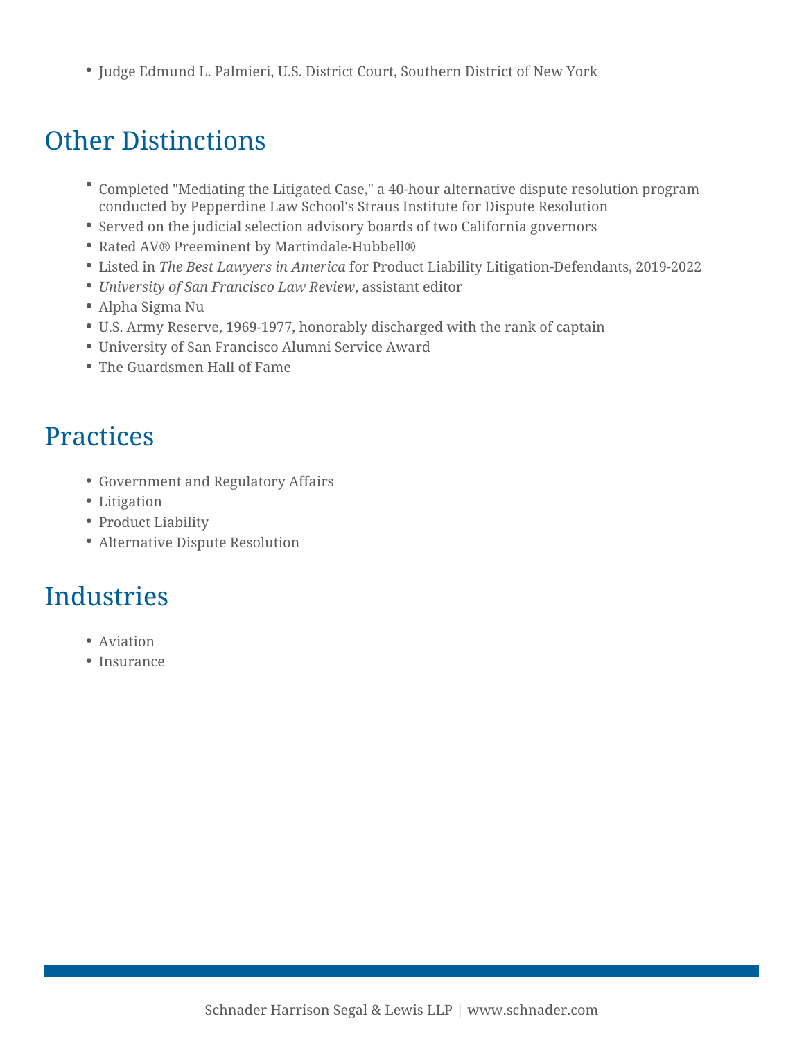- Judge Edmund L. Palmieri, U.S. District Court, Southern District of New York

## Other Distinctions

- Completed "Mediating the Litigated Case," a 40-hour alternative dispute resolution program conducted by Pepperdine Law School's Straus Institute for Dispute Resolution
- Served on the judicial selection advisory boards of two California governors
- Rated AV® Preeminent by Martindale-Hubbell®
- Listed in *The Best Lawyers in America* for Product Liability Litigation-Defendants, 2019-2022
- *University of San Francisco Law Review*, assistant editor
- Alpha Sigma Nu
- U.S. Army Reserve, 1969-1977, honorably discharged with the rank of captain
- University of San Francisco Alumni Service Award
- The Guardsmen Hall of Fame

## Practices

- Government and Regulatory Affairs
- Litigation
- Product Liability
- Alternative Dispute Resolution

## Industries

- Aviation
- Insurance